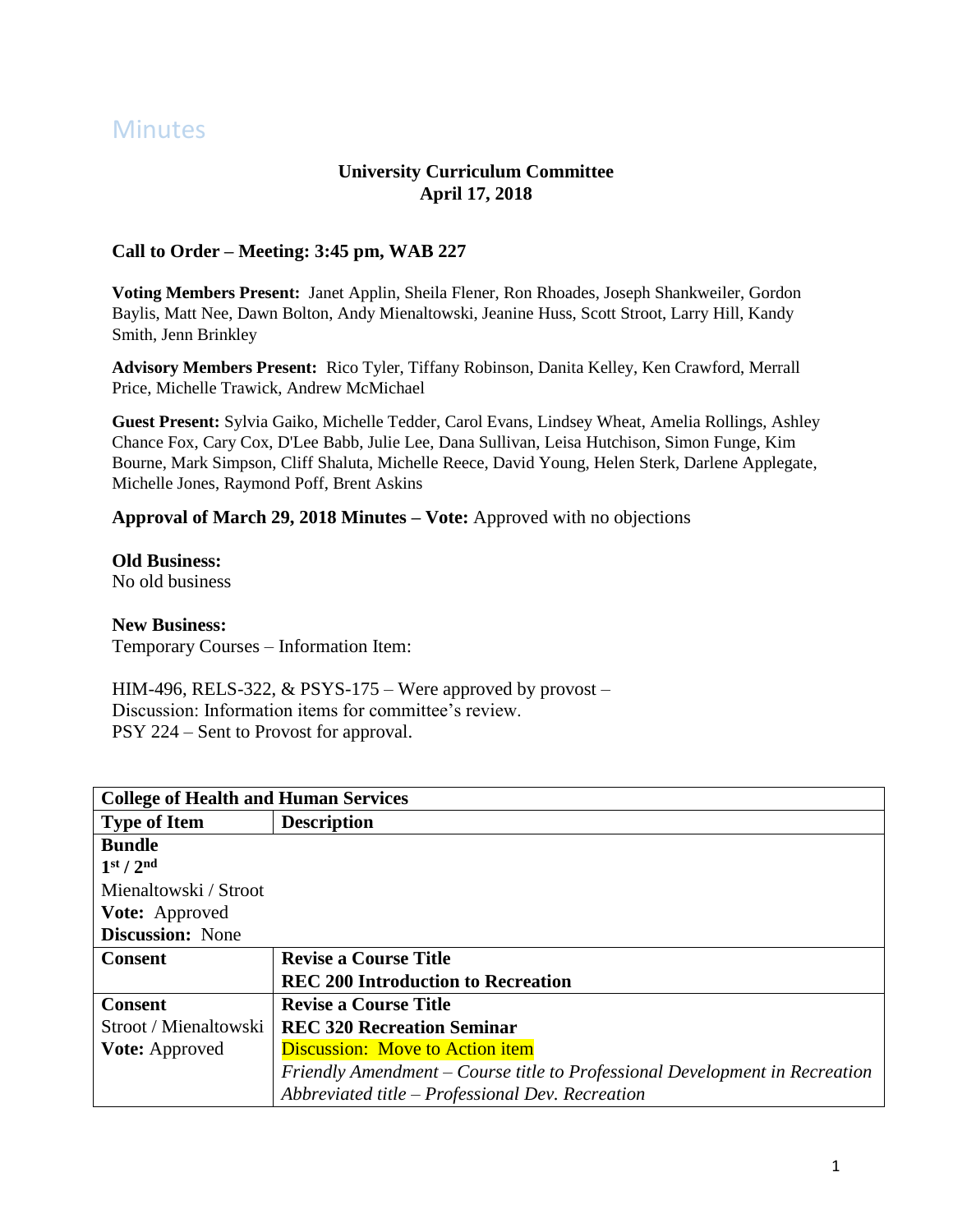# Minutes

**University Curriculum Committee**
**April 17, 2018**

**Call to Order – Meeting: 3:45 pm, WAB 227**

**Voting Members Present:** Janet Applin, Sheila Flener, Ron Rhoades, Joseph Shankweiler, Gordon Baylis, Matt Nee, Dawn Bolton, Andy Mienaltowski, Jeanine Huss, Scott Stroot, Larry Hill, Kandy Smith, Jenn Brinkley

**Advisory Members Present:** Rico Tyler, Tiffany Robinson, Danita Kelley, Ken Crawford, Merrall Price, Michelle Trawick, Andrew McMichael

**Guest Present:** Sylvia Gaiko, Michelle Tedder, Carol Evans, Lindsey Wheat, Amelia Rollings, Ashley Chance Fox, Cary Cox, D'Lee Babb, Julie Lee, Dana Sullivan, Leisa Hutchison, Simon Funge, Kim Bourne, Mark Simpson, Cliff Shaluta, Michelle Reece, David Young, Helen Sterk, Darlene Applegate, Michelle Jones, Raymond Poff, Brent Askins

**Approval of March 29, 2018 Minutes – Vote:** Approved with no objections

**Old Business:**
No old business

**New Business:**
Temporary Courses – Information Item:

HIM-496, RELS-322, & PSYS-175 – Were approved by provost –
Discussion: Information items for committee's review.
PSY 224 – Sent to Provost for approval.

| **College of Health and Human Services** | |
|---|---|
| **Type of Item** | **Description** |
| **Bundle**<br>**1st / 2nd**<br>Mienaltowski / Stroot<br>**Vote:** Approved<br>**Discussion:** None | |
| **Consent** | **Revise a Course Title**<br>**REC 200 Introduction to Recreation** |
| **Consent**<br>Stroot / Mienaltowski<br>**Vote:** Approved | **Revise a Course Title**<br>**REC 320 Recreation Seminar**<br>Discussion: Move to Action item<br>*Friendly Amendment – Course title to Professional Development in Recreation*<br>*Abbreviated title – Professional Dev. Recreation* |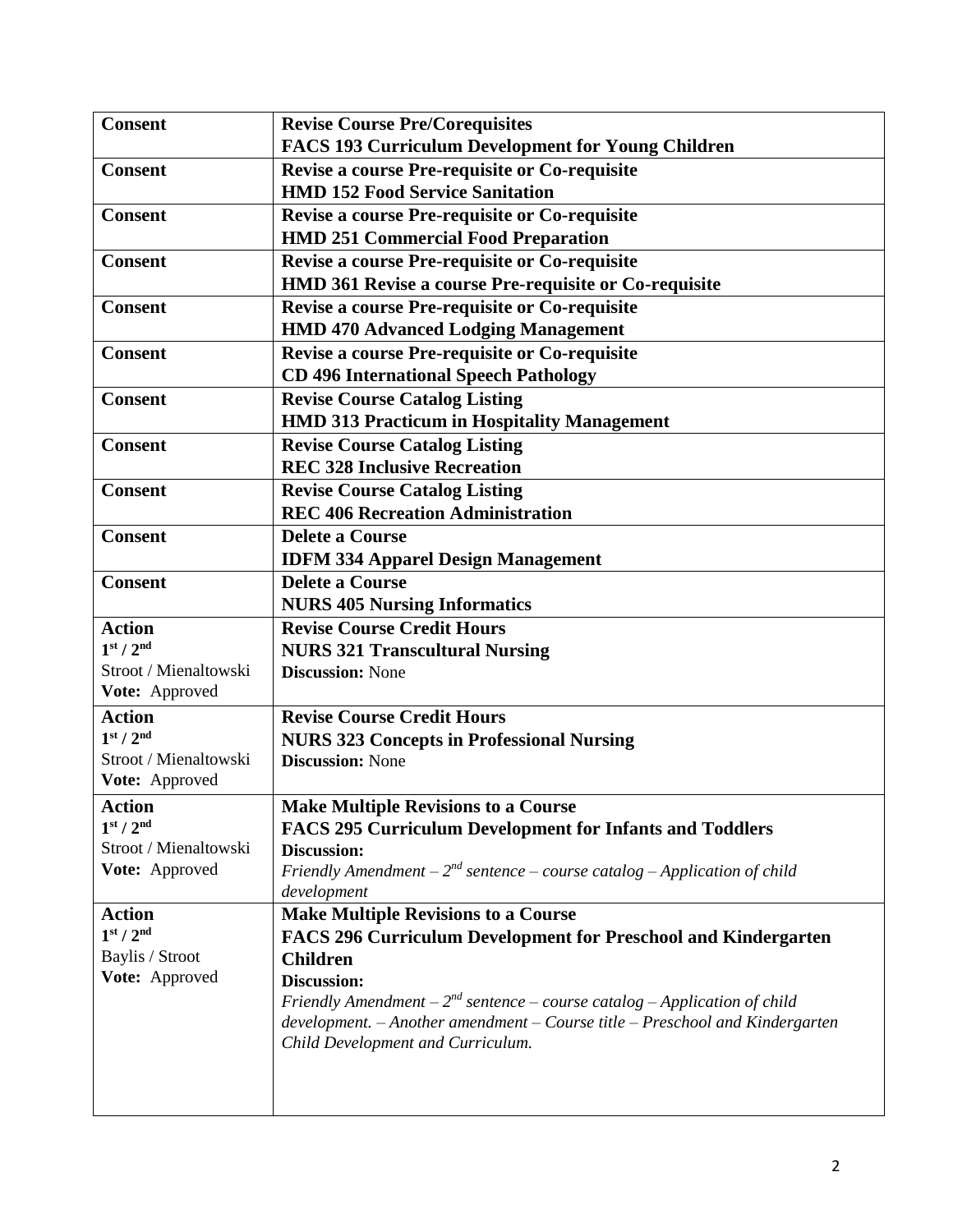| | |
|---|---|
| **Consent** | **Revise Course Pre/Corequisites**<br>**FACS 193 Curriculum Development for Young Children** |
| **Consent** | **Revise a course Pre-requisite or Co-requisite**<br>**HMD 152 Food Service Sanitation** |
| **Consent** | **Revise a course Pre-requisite or Co-requisite**<br>**HMD 251 Commercial Food Preparation** |
| **Consent** | **Revise a course Pre-requisite or Co-requisite**<br>**HMD 361 Revise a course Pre-requisite or Co-requisite** |
| **Consent** | **Revise a course Pre-requisite or Co-requisite**<br>**HMD 470 Advanced Lodging Management** |
| **Consent** | **Revise a course Pre-requisite or Co-requisite**<br>**CD 496 International Speech Pathology** |
| **Consent** | **Revise Course Catalog Listing**<br>**HMD 313 Practicum in Hospitality Management** |
| **Consent** | **Revise Course Catalog Listing**<br>**REC 328 Inclusive Recreation** |
| **Consent** | **Revise Course Catalog Listing**<br>**REC 406 Recreation Administration** |
| **Consent** | **Delete a Course**<br>**IDFM 334 Apparel Design Management** |
| **Consent** | **Delete a Course**<br>**NURS 405 Nursing Informatics** |
| **Action**<br>**1st / 2nd**<br>Stroot / Mienaltowski<br>**Vote:** Approved | **Revise Course Credit Hours**<br>**NURS 321 Transcultural Nursing**<br>**Discussion:** None |
| **Action**<br>**1st / 2nd**<br>Stroot / Mienaltowski<br>**Vote:** Approved | **Revise Course Credit Hours**<br>**NURS 323 Concepts in Professional Nursing**<br>**Discussion:** None |
| **Action**<br>**1st / 2nd**<br>Stroot / Mienaltowski<br>**Vote:** Approved | **Make Multiple Revisions to a Course**<br>**FACS 295 Curriculum Development for Infants and Toddlers**<br>**Discussion:**<br>*Friendly Amendment – 2nd sentence – course catalog – Application of child development* |
| **Action**<br>**1st / 2nd**<br>Baylis / Stroot<br>**Vote:** Approved | **Make Multiple Revisions to a Course**<br>**FACS 296 Curriculum Development for Preschool and Kindergarten Children**<br>**Discussion:**<br>*Friendly Amendment – 2nd sentence – course catalog – Application of child development. – Another amendment – Course title – Preschool and Kindergarten Child Development and Curriculum.* |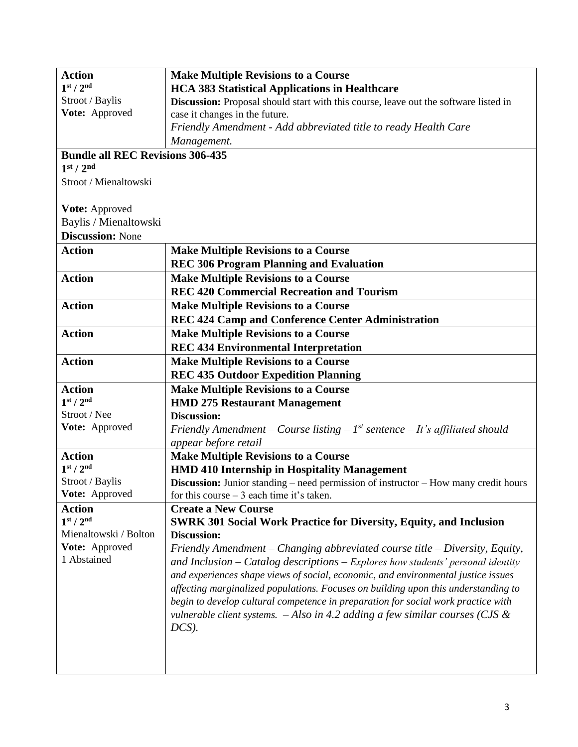| | |
|---|---|
| **Action**<br>$1^{st}$ / $2^{nd}$<br>Stroot / Baylis<br>**Vote:** Approved | **Make Multiple Revisions to a Course**<br>**HCA 383 Statistical Applications in Healthcare**<br>**Discussion:** Proposal should start with this course, leave out the software listed in case it changes in the future.<br>*Friendly Amendment - Add abbreviated title to ready Health Care Management.* |
| **Bundle all REC Revisions 306-435**<br>$1^{st}$ / $2^{nd}$<br>Stroot / Mienaltowski<br><br>**Vote:** Approved<br>Baylis / Mienaltowski<br>**Discussion:** None | |
| **Action** | **Make Multiple Revisions to a Course**<br>**REC 306 Program Planning and Evaluation** |
| **Action** | **Make Multiple Revisions to a Course**<br>**REC 420 Commercial Recreation and Tourism** |
| **Action** | **Make Multiple Revisions to a Course**<br>**REC 424 Camp and Conference Center Administration** |
| **Action** | **Make Multiple Revisions to a Course**<br>**REC 434 Environmental Interpretation** |
| **Action** | **Make Multiple Revisions to a Course**<br>**REC 435 Outdoor Expedition Planning** |
| **Action**<br>$1^{st}$ / $2^{nd}$<br>Stroot / Nee<br>**Vote:** Approved | **Make Multiple Revisions to a Course**<br>**HMD 275 Restaurant Management**<br>**Discussion:**<br>*Friendly Amendment – Course listing – $1^{st}$ sentence – It's affiliated should appear before retail* |
| **Action**<br>$1^{st}$ / $2^{nd}$<br>Stroot / Baylis<br>**Vote:** Approved | **Make Multiple Revisions to a Course**<br>**HMD 410 Internship in Hospitality Management**<br>**Discussion:** Junior standing – need permission of instructor – How many credit hours for this course – 3 each time it's taken. |
| **Action**<br>$1^{st}$ / $2^{nd}$<br>Mienaltowski / Bolton<br>**Vote:** Approved<br>1 Abstained | **Create a New Course**<br>**SWRK 301 Social Work Practice for Diversity, Equity, and Inclusion**<br>**Discussion:**<br>*Friendly Amendment – Changing abbreviated course title – Diversity, Equity, and Inclusion – Catalog descriptions – Explores how students' personal identity and experiences shape views of social, economic, and environmental justice issues affecting marginalized populations. Focuses on building upon this understanding to begin to develop cultural competence in preparation for social work practice with vulnerable client systems. – Also in 4.2 adding a few similar courses (CJS & DCS).* |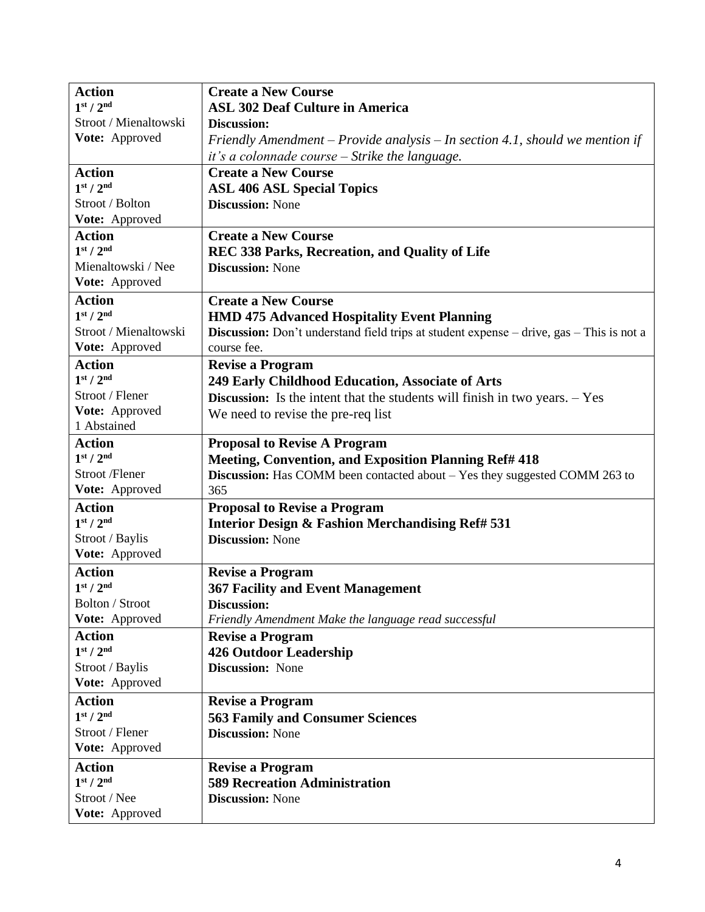| Action<br>1st / 2nd<br>Stroot / Mienaltowski<br>**Vote:** Approved | **Create a New Course**<br>**ASL 302 Deaf Culture in America**<br>**Discussion:**<br>*Friendly Amendment – Provide analysis – In section 4.1, should we mention if it's a colonnade course – Strike the language.* |
|---|---|
| **Action**<br>**1st / 2nd**<br>Stroot / Bolton<br>**Vote:** Approved | **Create a New Course**<br>**ASL 406 ASL Special Topics**<br>**Discussion:** None |
| **Action**<br>**1st / 2nd**<br>Mienaltowski / Nee<br>**Vote:** Approved | **Create a New Course**<br>**REC 338 Parks, Recreation, and Quality of Life**<br>**Discussion:** None |
| **Action**<br>**1st / 2nd**<br>Stroot / Mienaltowski<br>**Vote:** Approved | **Create a New Course**<br>**HMD 475 Advanced Hospitality Event Planning**<br>**Discussion:** Don't understand field trips at student expense – drive, gas – This is not a course fee. |
| **Action**<br>**1st / 2nd**<br>Stroot / Flener<br>**Vote:** Approved<br>1 Abstained | **Revise a Program**<br>**249 Early Childhood Education, Associate of Arts**<br>**Discussion:** Is the intent that the students will finish in two years. – Yes<br>We need to revise the pre-req list |
| **Action**<br>**1st / 2nd**<br>Stroot /Flener<br>**Vote:** Approved | **Proposal to Revise A Program**<br>**Meeting, Convention, and Exposition Planning Ref# 418**<br>**Discussion:** Has COMM been contacted about – Yes they suggested COMM 263 to 365 |
| **Action**<br>**1st / 2nd**<br>Stroot / Baylis<br>**Vote:** Approved | **Proposal to Revise a Program**<br>**Interior Design & Fashion Merchandising Ref# 531**<br>**Discussion:** None |
| **Action**<br>**1st / 2nd**<br>Bolton / Stroot<br>**Vote:** Approved | **Revise a Program**<br>**367 Facility and Event Management**<br>**Discussion:**<br>*Friendly Amendment Make the language read successful* |
| **Action**<br>**1st / 2nd**<br>Stroot / Baylis<br>**Vote:** Approved | **Revise a Program**<br>**426 Outdoor Leadership**<br>**Discussion:** None |
| **Action**<br>**1st / 2nd**<br>Stroot / Flener<br>**Vote:** Approved | **Revise a Program**<br>**563 Family and Consumer Sciences**<br>**Discussion:** None |
| **Action**<br>**1st / 2nd**<br>Stroot / Nee<br>**Vote:** Approved | **Revise a Program**<br>**589 Recreation Administration**<br>**Discussion:** None |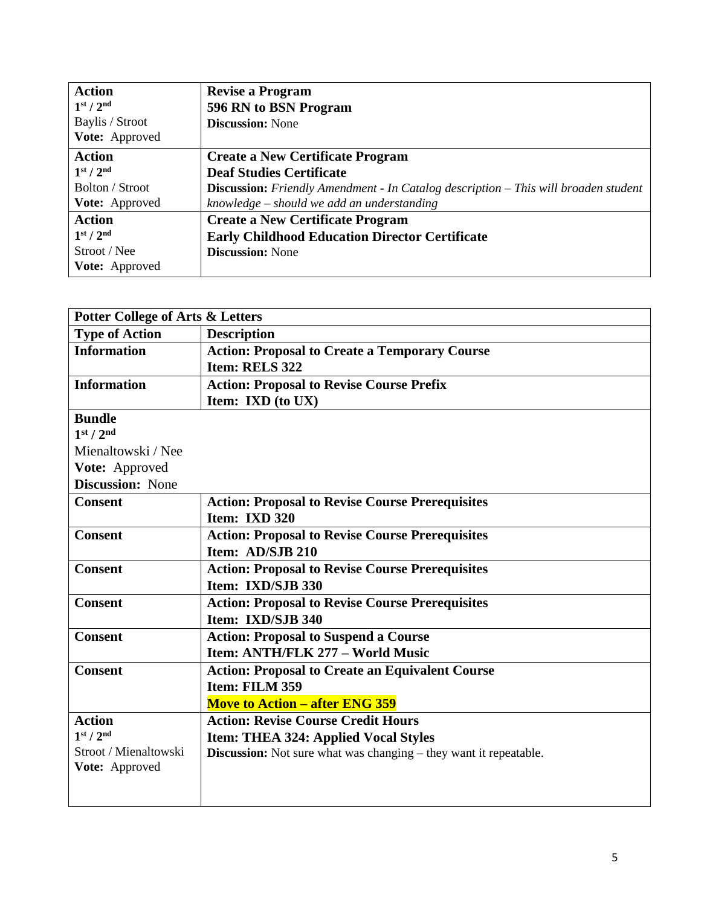| Action<br>1st / 2nd<br>Baylis / Stroot<br>**Vote:** Approved | **Revise a Program**<br>**596 RN to BSN Program**<br>**Discussion:** None |
|---|---|
| **Action**<br>**1st / 2nd**<br>Bolton / Stroot<br>**Vote:** Approved | **Create a New Certificate Program**<br>**Deaf Studies Certificate**<br>**Discussion:** *Friendly Amendment - In Catalog description – This will broaden student knowledge – should we add an understanding* |
| **Action**<br>**1st / 2nd**<br>Stroot / Nee<br>**Vote:** Approved | **Create a New Certificate Program**<br>**Early Childhood Education Director Certificate**<br>**Discussion:** None |

| **Potter College of Arts & Letters** | |
|---|---|
| **Type of Action** | **Description** |
| **Information** | **Action: Proposal to Create a Temporary Course**<br>**Item: RELS 322** |
| **Information** | **Action: Proposal to Revise Course Prefix**<br>**Item: IXD (to UX)** |
| **Bundle**<br>**1st / 2nd**<br>Mienaltowski / Nee<br>**Vote:** Approved<br>**Discussion:** None | |
| **Consent** | **Action: Proposal to Revise Course Prerequisites**<br>**Item: IXD 320** |
| **Consent** | **Action: Proposal to Revise Course Prerequisites**<br>**Item: AD/SJB 210** |
| **Consent** | **Action: Proposal to Revise Course Prerequisites**<br>**Item: IXD/SJB 330** |
| **Consent** | **Action: Proposal to Revise Course Prerequisites**<br>**Item: IXD/SJB 340** |
| **Consent** | **Action: Proposal to Suspend a Course**<br>**Item: ANTH/FLK 277 – World Music** |
| **Consent** | **Action: Proposal to Create an Equivalent Course**<br>**Item: FILM 359**<br>**Move to Action – after ENG 359** |
| **Action**<br>**1st / 2nd**<br>Stroot / Mienaltowski<br>**Vote:** Approved | **Action: Revise Course Credit Hours**<br>**Item: THEA 324: Applied Vocal Styles**<br>**Discussion:** Not sure what was changing – they want it repeatable. |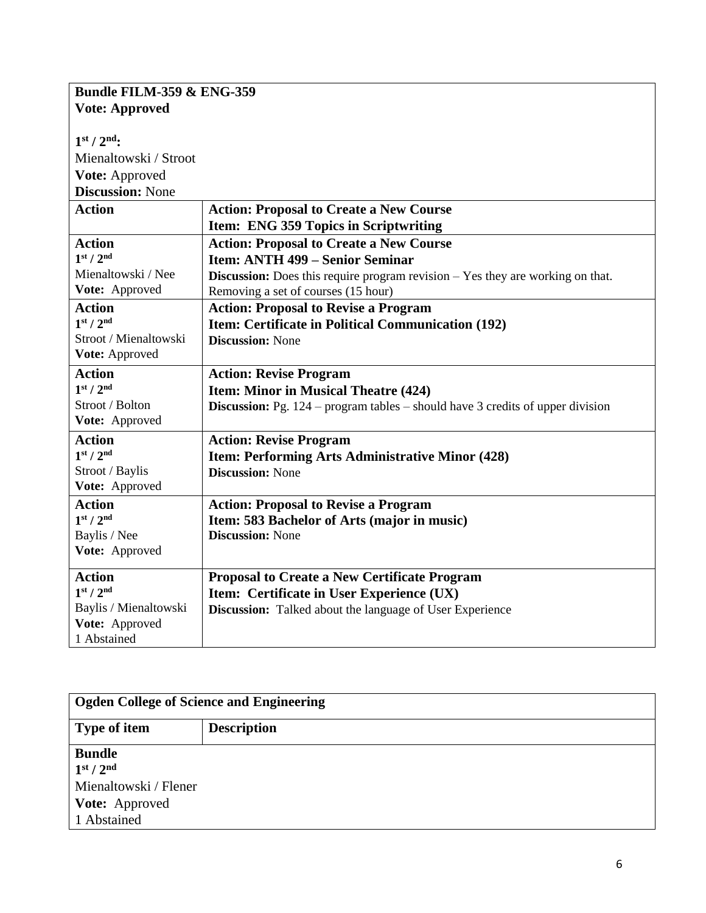| **Bundle FILM-359 & ENG-359**<br>**Vote: Approved**<br><br>**1st / 2nd:**<br>Mienaltowski / Stroot<br>**Vote:** Approved<br>**Discussion:** None | |
|---|---|
| **Action** | **Action: Proposal to Create a New Course**<br>**Item: ENG 359 Topics in Scriptwriting** |
| **Action**<br>**1st / 2nd**<br>Mienaltowski / Nee<br>**Vote:** Approved | **Action: Proposal to Create a New Course**<br>**Item: ANTH 499 – Senior Seminar**<br>**Discussion:** Does this require program revision – Yes they are working on that. Removing a set of courses (15 hour) |
| **Action**<br>**1st / 2nd**<br>Stroot / Mienaltowski<br>**Vote:** Approved | **Action: Proposal to Revise a Program**<br>**Item: Certificate in Political Communication (192)**<br>**Discussion:** None |
| **Action**<br>**1st / 2nd**<br>Stroot / Bolton<br>**Vote:** Approved | **Action: Revise Program**<br>**Item: Minor in Musical Theatre (424)**<br>**Discussion:** Pg. 124 – program tables – should have 3 credits of upper division |
| **Action**<br>**1st / 2nd**<br>Stroot / Baylis<br>**Vote:** Approved | **Action: Revise Program**<br>**Item: Performing Arts Administrative Minor (428)**<br>**Discussion:** None |
| **Action**<br>**1st / 2nd**<br>Baylis / Nee<br>**Vote:** Approved | **Action: Proposal to Revise a Program**<br>**Item: 583 Bachelor of Arts (major in music)**<br>**Discussion:** None |
| **Action**<br>**1st / 2nd**<br>Baylis / Mienaltowski<br>**Vote:** Approved<br>1 Abstained | **Proposal to Create a New Certificate Program**<br>**Item: Certificate in User Experience (UX)**<br>**Discussion:** Talked about the language of User Experience |

| **Ogden College of Science and Engineering** | |
|---|---|
| **Type of item** | **Description** |
| **Bundle**<br>**1st / 2nd**<br>Mienaltowski / Flener<br>**Vote:** Approved<br>1 Abstained | |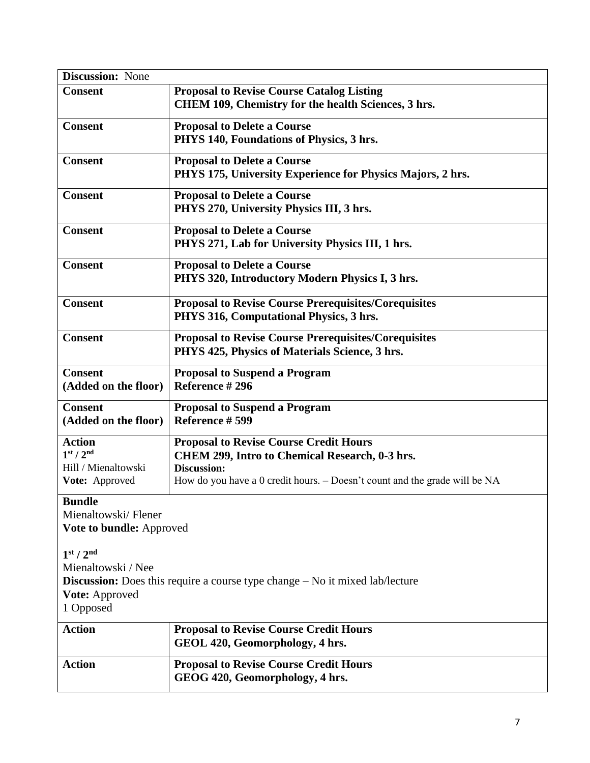| **Discussion:** None | |
|---|---|
| **Consent** | **Proposal to Revise Course Catalog Listing**<br>**CHEM 109, Chemistry for the health Sciences, 3 hrs.** |
| **Consent** | **Proposal to Delete a Course**<br>**PHYS 140, Foundations of Physics, 3 hrs.** |
| **Consent** | **Proposal to Delete a Course**<br>**PHYS 175, University Experience for Physics Majors, 2 hrs.** |
| **Consent** | **Proposal to Delete a Course**<br>**PHYS 270, University Physics III, 3 hrs.** |
| **Consent** | **Proposal to Delete a Course**<br>**PHYS 271, Lab for University Physics III, 1 hrs.** |
| **Consent** | **Proposal to Delete a Course**<br>**PHYS 320, Introductory Modern Physics I, 3 hrs.** |
| **Consent** | **Proposal to Revise Course Prerequisites/Corequisites**<br>**PHYS 316, Computational Physics, 3 hrs.** |
| **Consent** | **Proposal to Revise Course Prerequisites/Corequisites**<br>**PHYS 425, Physics of Materials Science, 3 hrs.** |
| **Consent**<br>**(Added on the floor)** | **Proposal to Suspend a Program**<br>**Reference # 296** |
| **Consent**<br>**(Added on the floor)** | **Proposal to Suspend a Program**<br>**Reference # 599** |
| **Action**<br>**1st / 2nd**<br>Hill / Mienaltowski<br>**Vote:** Approved | **Proposal to Revise Course Credit Hours**<br>**CHEM 299, Intro to Chemical Research, 0-3 hrs.**<br>**Discussion:**<br>How do you have a 0 credit hours. – Doesn't count and the grade will be NA |
| **Bundle**<br>Mienaltowski/ Flener<br>**Vote to bundle:** Approved<br><br>**1st / 2nd**<br>Mienaltowski / Nee<br>**Discussion:** Does this require a course type change – No it mixed lab/lecture<br>**Vote:** Approved<br>1 Opposed | |
| **Action** | **Proposal to Revise Course Credit Hours**<br>**GEOL 420, Geomorphology, 4 hrs.** |
| **Action** | **Proposal to Revise Course Credit Hours**<br>**GEOG 420, Geomorphology, 4 hrs.** |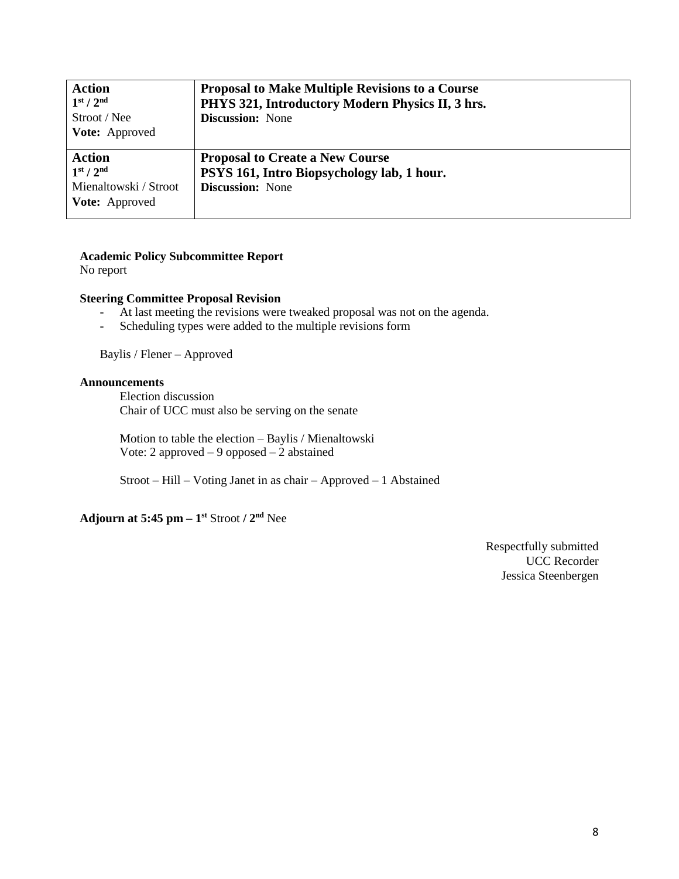| | |
|---|---|
| **Action**<br>**1st / 2nd**<br>Stroot / Nee<br>**Vote:** Approved | **Proposal to Make Multiple Revisions to a Course**<br>**PHYS 321, Introductory Modern Physics II, 3 hrs.**<br>**Discussion:** None |
| **Action**<br>**1st / 2nd**<br>Mienaltowski / Stroot<br>**Vote:** Approved | **Proposal to Create a New Course**<br>**PSYS 161, Intro Biopsychology lab, 1 hour.**<br>**Discussion:** None |

**Academic Policy Subcommittee Report**
No report

**Steering Committee Proposal Revision**

- At last meeting the revisions were tweaked proposal was not on the agenda.
- Scheduling types were added to the multiple revisions form

Baylis / Flener – Approved

**Announcements**

Election discussion
Chair of UCC must also be serving on the senate

Motion to table the election – Baylis / Mienaltowski
Vote: 2 approved – 9 opposed – 2 abstained

Stroot – Hill – Voting Janet in as chair – Approved – 1 Abstained

**Adjourn at 5:45 pm – 1st** Stroot **/ 2nd** Nee

Respectfully submitted
UCC Recorder
Jessica Steenbergen